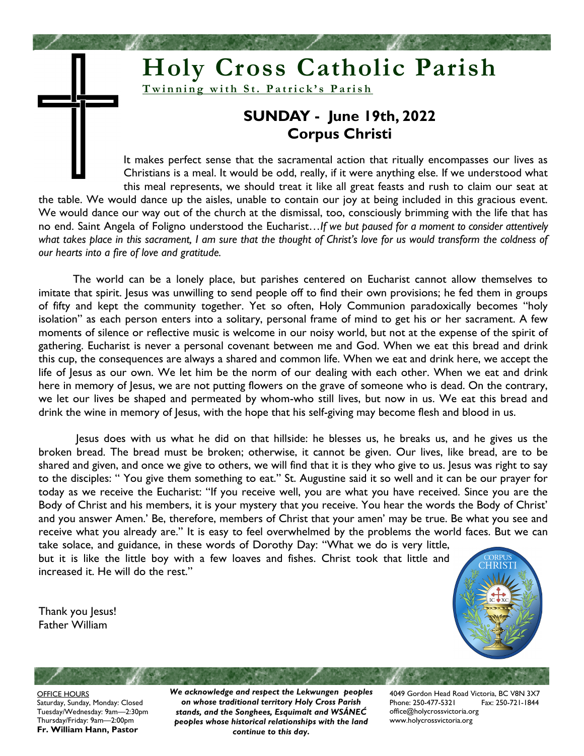# Holy Cross Catholic Parish

**Twinning with St. Patrick's Parish**

## SUNDAY - June 19th, 2022
## Corpus Christi

It makes perfect sense that the sacramental action that ritually encompasses our lives as Christians is a meal. It would be odd, really, if it were anything else. If we understood what this meal represents, we should treat it like all great feasts and rush to claim our seat at the table. We would dance up the aisles, unable to contain our joy at being included in this gracious event. We would dance our way out of the church at the dismissal, too, consciously brimming with the life that has no end. Saint Angela of Foligno understood the Eucharist…*If we but paused for a moment to consider attentively what takes place in this sacrament, I am sure that the thought of Christ's love for us would transform the coldness of our hearts into a fire of love and gratitude.*

The world can be a lonely place, but parishes centered on Eucharist cannot allow themselves to imitate that spirit. Jesus was unwilling to send people off to find their own provisions; he fed them in groups of fifty and kept the community together. Yet so often, Holy Communion paradoxically becomes "holy isolation" as each person enters into a solitary, personal frame of mind to get his or her sacrament. A few moments of silence or reflective music is welcome in our noisy world, but not at the expense of the spirit of gathering. Eucharist is never a personal covenant between me and God. When we eat this bread and drink this cup, the consequences are always a shared and common life. When we eat and drink here, we accept the life of Jesus as our own. We let him be the norm of our dealing with each other. When we eat and drink here in memory of Jesus, we are not putting flowers on the grave of someone who is dead. On the contrary, we let our lives be shaped and permeated by whom-who still lives, but now in us. We eat this bread and drink the wine in memory of Jesus, with the hope that his self-giving may become flesh and blood in us.

Jesus does with us what he did on that hillside: he blesses us, he breaks us, and he gives us the broken bread. The bread must be broken; otherwise, it cannot be given. Our lives, like bread, are to be shared and given, and once we give to others, we will find that it is they who give to us. Jesus was right to say to the disciples: " You give them something to eat." St. Augustine said it so well and it can be our prayer for today as we receive the Eucharist: "If you receive well, you are what you have received. Since you are the Body of Christ and his members, it is your mystery that you receive. You hear the words the Body of Christ' and you answer Amen.' Be, therefore, members of Christ that your amen' may be true. Be what you see and receive what you already are." It is easy to feel overwhelmed by the problems the world faces. But we can take solace, and guidance, in these words of Dorothy Day: "What we do is very little, but it is like the little boy with a few loaves and fishes. Christ took that little and increased it. He will do the rest."

Thank you Jesus!
Father William

---

OFFICE HOURS
Saturday, Sunday, Monday: Closed
Tuesday/Wednesday: 9am—2:30pm
Thursday/Friday: 9am—2:00pm
**Fr. William Hann, Pastor**

***We acknowledge and respect the Lekwungen peoples on whose traditional territory Holy Cross Parish stands, and the Songhees, Esquimalt and WSÁNEĆ peoples whose historical relationships with the land continue to this day.***

4049 Gordon Head Road Victoria, BC V8N 3X7
Phone: 250-477-5321 Fax: 250-721-1844
office@holycrossvictoria.org
www.holycrossvictoria.org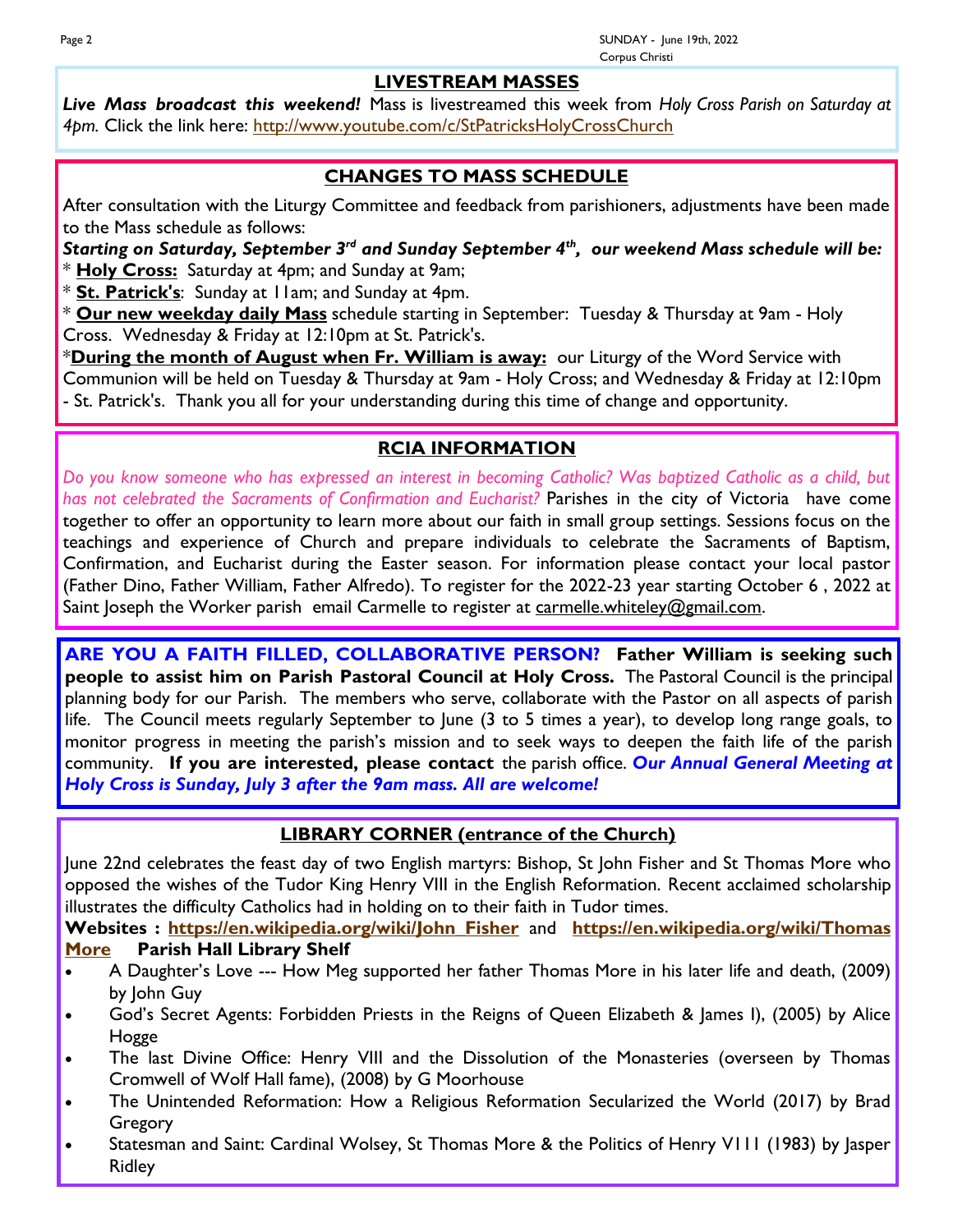## LIVESTREAM MASSES

***Live Mass broadcast this weekend!*** Mass is livestreamed this week from *Holy Cross Parish on Saturday at 4pm.* Click the link here: http://www.youtube.com/c/StPatricksHolyCrossChurch

## CHANGES TO MASS SCHEDULE

After consultation with the Liturgy Committee and feedback from parishioners, adjustments have been made to the Mass schedule as follows:

***Starting on Saturday, September 3rd and Sunday September 4th, our weekend Mass schedule will be:***

\* **Holy Cross:** Saturday at 4pm; and Sunday at 9am;

\* **St. Patrick's**: Sunday at 11am; and Sunday at 4pm.

\* **Our new weekday daily Mass** schedule starting in September: Tuesday & Thursday at 9am - Holy Cross. Wednesday & Friday at 12:10pm at St. Patrick's.

\***During the month of August when Fr. William is away:** our Liturgy of the Word Service with Communion will be held on Tuesday & Thursday at 9am - Holy Cross; and Wednesday & Friday at 12:10pm - St. Patrick's. Thank you all for your understanding during this time of change and opportunity.

## RCIA INFORMATION

*Do you know someone who has expressed an interest in becoming Catholic? Was baptized Catholic as a child, but has not celebrated the Sacraments of Confirmation and Eucharist?* Parishes in the city of Victoria have come together to offer an opportunity to learn more about our faith in small group settings. Sessions focus on the teachings and experience of Church and prepare individuals to celebrate the Sacraments of Baptism, Confirmation, and Eucharist during the Easter season. For information please contact your local pastor (Father Dino, Father William, Father Alfredo). To register for the 2022-23 year starting October 6 , 2022 at Saint Joseph the Worker parish email Carmelle to register at carmelle.whiteley@gmail.com.

**ARE YOU A FAITH FILLED, COLLABORATIVE PERSON? Father William is seeking such people to assist him on Parish Pastoral Council at Holy Cross.** The Pastoral Council is the principal planning body for our Parish. The members who serve, collaborate with the Pastor on all aspects of parish life. The Council meets regularly September to June (3 to 5 times a year), to develop long range goals, to monitor progress in meeting the parish's mission and to seek ways to deepen the faith life of the parish community. **If you are interested, please contact** the parish office. ***Our Annual General Meeting at Holy Cross is Sunday, July 3 after the 9am mass. All are welcome!***

## LIBRARY CORNER (entrance of the Church)

June 22nd celebrates the feast day of two English martyrs: Bishop, St John Fisher and St Thomas More who opposed the wishes of the Tudor King Henry VIII in the English Reformation. Recent acclaimed scholarship illustrates the difficulty Catholics had in holding on to their faith in Tudor times.

**Websites : https://en.wikipedia.org/wiki/John_Fisher** and **https://en.wikipedia.org/wiki/Thomas More** **Parish Hall Library Shelf**

- A Daughter's Love --- How Meg supported her father Thomas More in his later life and death, (2009) by John Guy
- God's Secret Agents: Forbidden Priests in the Reigns of Queen Elizabeth & James I), (2005) by Alice Hogge
- The last Divine Office: Henry VIII and the Dissolution of the Monasteries (overseen by Thomas Cromwell of Wolf Hall fame), (2008) by G Moorhouse
- The Unintended Reformation: How a Religious Reformation Secularized the World (2017) by Brad Gregory
- Statesman and Saint: Cardinal Wolsey, St Thomas More & the Politics of Henry V111 (1983) by Jasper Ridley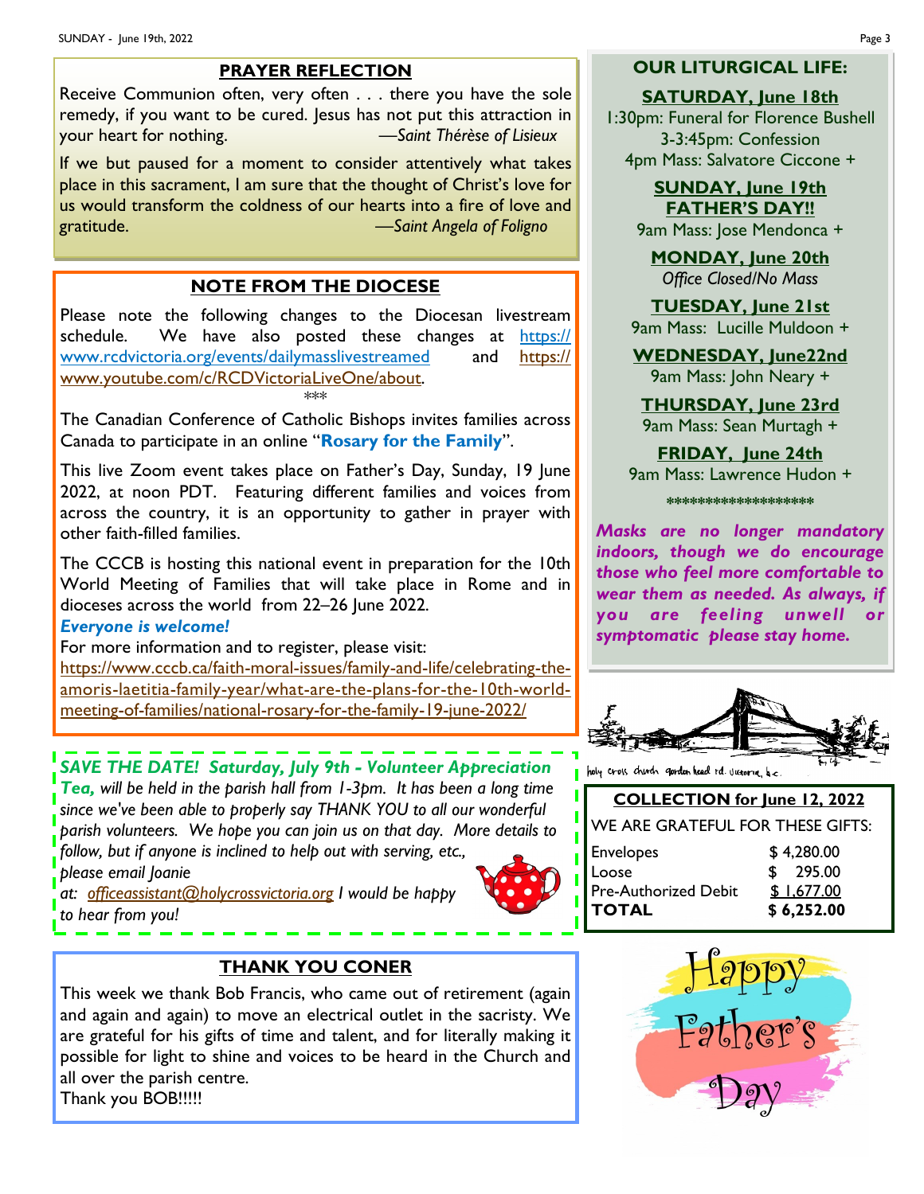## PRAYER REFLECTION

Receive Communion often, very often . . . there you have the sole remedy, if you want to be cured. Jesus has not put this attraction in your heart for nothing. *—Saint Thérèse of Lisieux*

If we but paused for a moment to consider attentively what takes place in this sacrament, I am sure that the thought of Christ's love for us would transform the coldness of our hearts into a fire of love and gratitude. *—Saint Angela of Foligno*

## NOTE FROM THE DIOCESE

Please note the following changes to the Diocesan livestream schedule. We have also posted these changes at https://www.rcdvictoria.org/events/dailymasslivestreamed and https://www.youtube.com/c/RCDVictoriaLiveOne/about.

\*\*\*

The Canadian Conference of Catholic Bishops invites families across Canada to participate in an online "**Rosary for the Family**".

This live Zoom event takes place on Father's Day, Sunday, 19 June 2022, at noon PDT. Featuring different families and voices from across the country, it is an opportunity to gather in prayer with other faith-filled families.

The CCCB is hosting this national event in preparation for the 10th World Meeting of Families that will take place in Rome and in dioceses across the world from 22–26 June 2022.

***Everyone is welcome!***

For more information and to register, please visit:
https://www.cccb.ca/faith-moral-issues/family-and-life/celebrating-the-amoris-laetitia-family-year/what-are-the-plans-for-the-10th-world-meeting-of-families/national-rosary-for-the-family-19-june-2022/

***SAVE THE DATE! Saturday, July 9th - Volunteer Appreciation Tea,*** *will be held in the parish hall from 1-3pm. It has been a long time since we've been able to properly say THANK YOU to all our wonderful parish volunteers. We hope you can join us on that day. More details to follow, but if anyone is inclined to help out with serving, etc., please email Joanie at: officeassistant@holycrossvictoria.org I would be happy to hear from you!*

## THANK YOU CONER

This week we thank Bob Francis, who came out of retirement (again and again and again) to move an electrical outlet in the sacristy. We are grateful for his gifts of time and talent, and for literally making it possible for light to shine and voices to be heard in the Church and all over the parish centre.
Thank you BOB!!!!!

## OUR LITURGICAL LIFE:

**SATURDAY, June 18th**
1:30pm: Funeral for Florence Bushell
3-3:45pm: Confession
4pm Mass: Salvatore Ciccone +

**SUNDAY, June 19th**
**FATHER'S DAY!!**
9am Mass: Jose Mendonca +

**MONDAY, June 20th**
*Office Closed/No Mass*

**TUESDAY, June 21st**
9am Mass: Lucille Muldoon +

**WEDNESDAY, June22nd**
9am Mass: John Neary +

**THURSDAY, June 23rd**
9am Mass: Sean Murtagh +

**FRIDAY, June 24th**
9am Mass: Lawrence Hudon +

\*\*\*\*\*\*\*\*\*\*\*\*\*\*\*\*\*\*\*\*

***Masks are no longer mandatory indoors, though we do encourage those who feel more comfortable to wear them as needed. As always, if you are feeling unwell or symptomatic please stay home.***

holy cross church gordon head rd. victoria, b.c.

**COLLECTION for June 12, 2022**

WE ARE GRATEFUL FOR THESE GIFTS:

| | |
|---|---|
| Envelopes | $ 4,280.00 |
| Loose | $ 295.00 |
| Pre-Authorized Debit | $ 1,677.00 |
| **TOTAL** | **$ 6,252.00** |

Happy Father's Day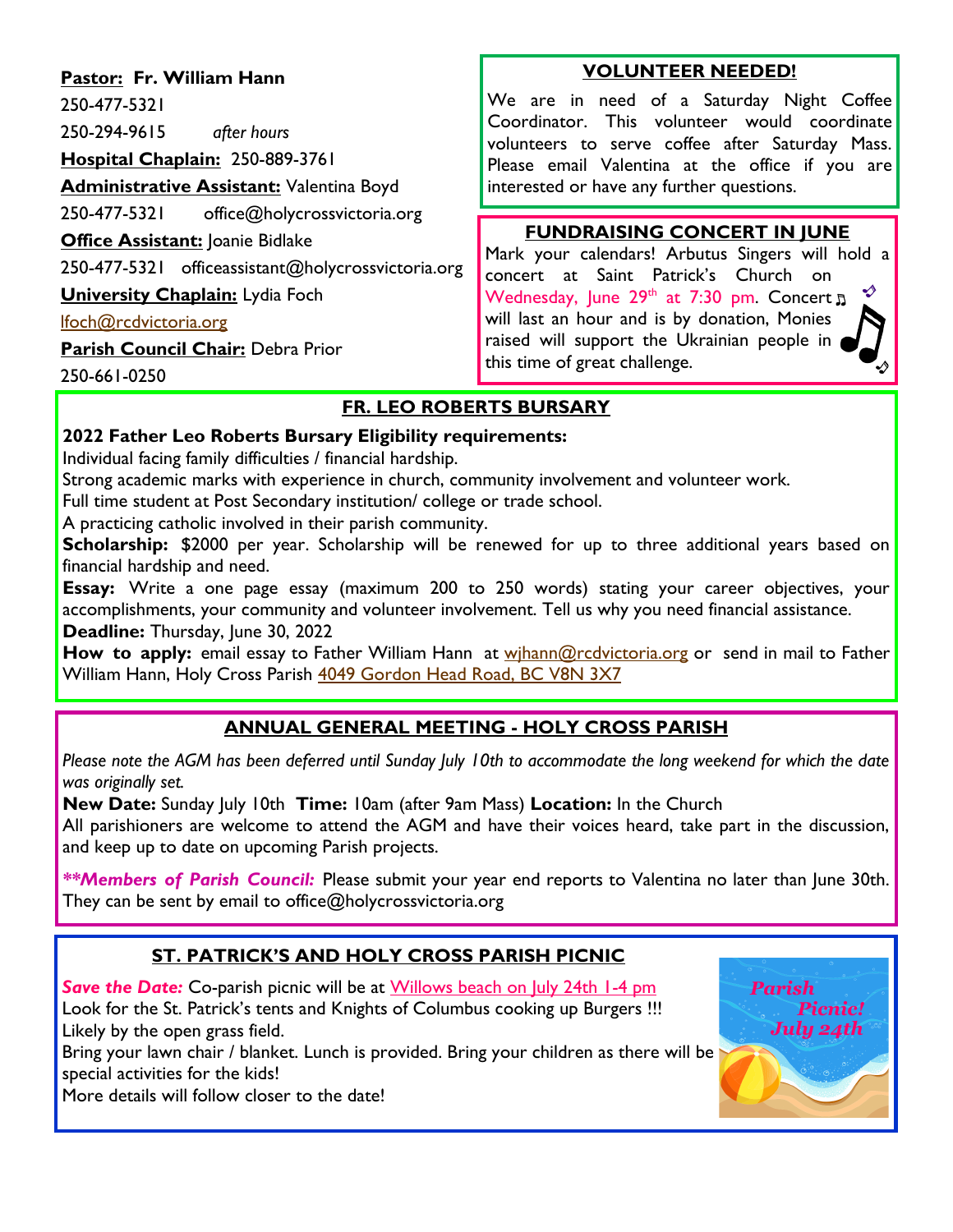**Pastor: Fr. William Hann**

250-477-5321

250-294-9615 *after hours*

**Hospital Chaplain:** 250-889-3761

**Administrative Assistant:** Valentina Boyd

250-477-5321 office@holycrossvictoria.org

**Office Assistant:** Joanie Bidlake

250-477-5321 officeassistant@holycrossvictoria.org

**University Chaplain:** Lydia Foch

lfoch@rcdvictoria.org

**Parish Council Chair:** Debra Prior

250-661-0250

## VOLUNTEER NEEDED!

We are in need of a Saturday Night Coffee Coordinator. This volunteer would coordinate volunteers to serve coffee after Saturday Mass. Please email Valentina at the office if you are interested or have any further questions.

## FUNDRAISING CONCERT IN JUNE

Mark your calendars! Arbutus Singers will hold a concert at Saint Patrick's Church on Wednesday, June 29th at 7:30 pm. Concert will last an hour and is by donation, Monies raised will support the Ukrainian people in this time of great challenge.

## FR. LEO ROBERTS BURSARY

**2022 Father Leo Roberts Bursary Eligibility requirements:**

Individual facing family difficulties / financial hardship.

Strong academic marks with experience in church, community involvement and volunteer work.

Full time student at Post Secondary institution/ college or trade school.

A practicing catholic involved in their parish community.

**Scholarship:** $2000 per year. Scholarship will be renewed for up to three additional years based on financial hardship and need.

**Essay:** Write a one page essay (maximum 200 to 250 words) stating your career objectives, your accomplishments, your community and volunteer involvement. Tell us why you need financial assistance.

**Deadline:** Thursday, June 30, 2022

**How to apply:** email essay to Father William Hann at wjhann@rcdvictoria.org or send in mail to Father William Hann, Holy Cross Parish 4049 Gordon Head Road, BC V8N 3X7

## ANNUAL GENERAL MEETING - HOLY CROSS PARISH

*Please note the AGM has been deferred until Sunday July 10th to accommodate the long weekend for which the date was originally set.*

**New Date:** Sunday July 10th **Time:** 10am (after 9am Mass) **Location:** In the Church

All parishioners are welcome to attend the AGM and have their voices heard, take part in the discussion, and keep up to date on upcoming Parish projects.

***\*\*Members of Parish Council:*** Please submit your year end reports to Valentina no later than June 30th. They can be sent by email to office@holycrossvictoria.org

## ST. PATRICK'S AND HOLY CROSS PARISH PICNIC

***Save the Date:*** Co-parish picnic will be at Willows beach on July 24th 1-4 pm

Look for the St. Patrick's tents and Knights of Columbus cooking up Burgers !!!

Likely by the open grass field.

Bring your lawn chair / blanket. Lunch is provided. Bring your children as there will be special activities for the kids!

More details will follow closer to the date!

Parish Picnic! July 24th